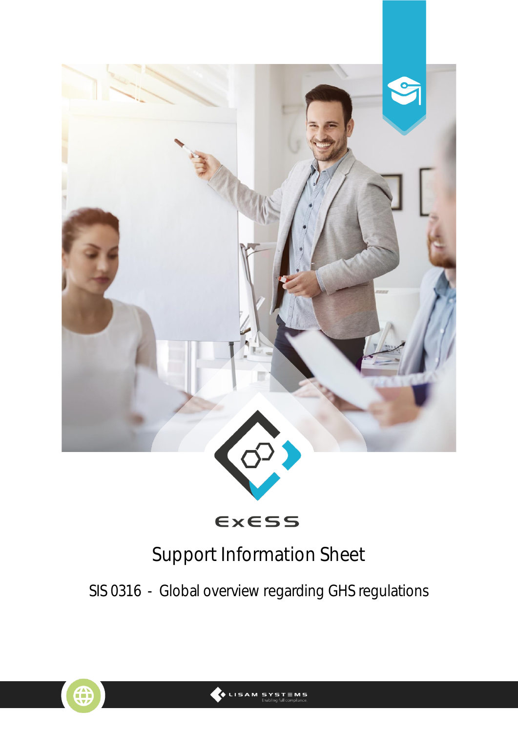ExESS

# Support Information Sheet

## SIS 0316 - Global overview regarding GHS regulations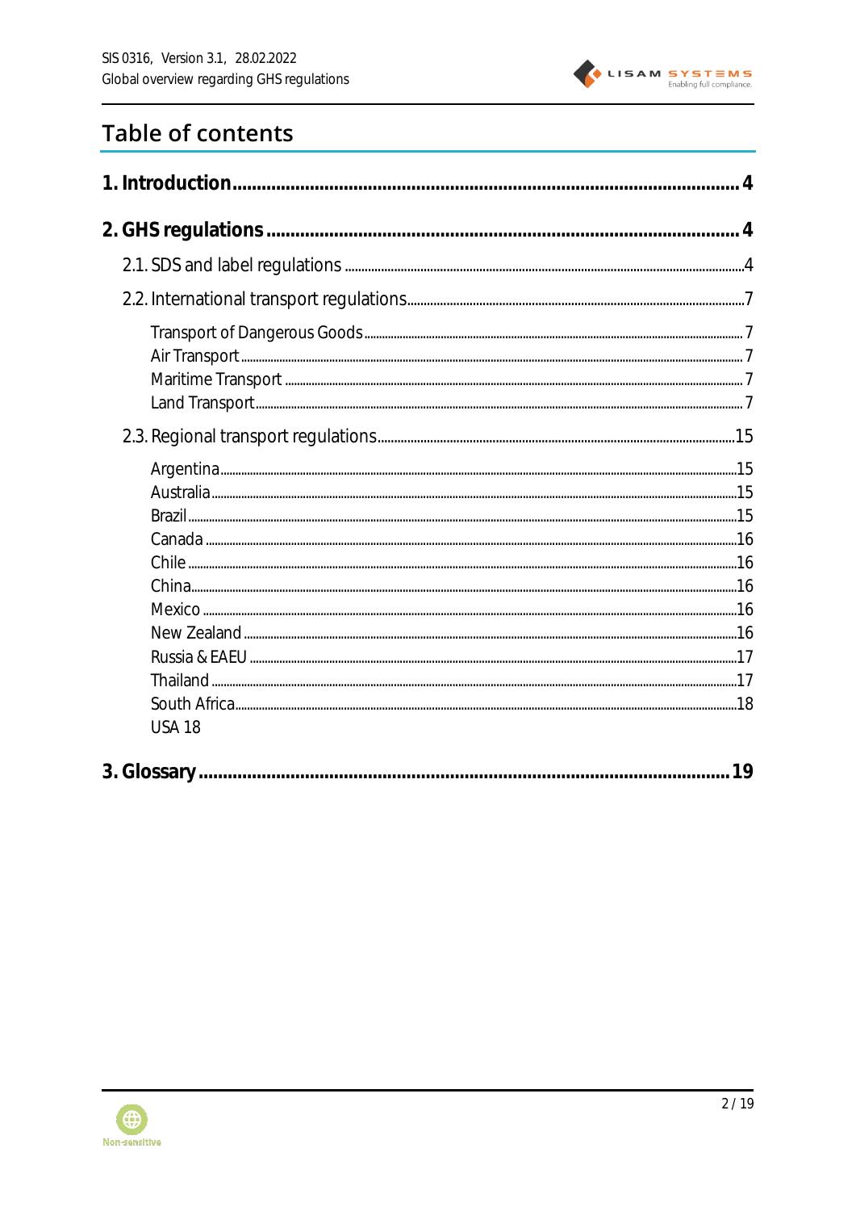# Table of contents

**1. Introduction ........................................................................................ 4**

**2. GHS regulations ..................................................................................... 4**

2.1. SDS and label regulations ........................................................................ 4

2.2. International transport regulations ........................................................ 7

- Transport of Dangerous Goods ................................................................ 7
- Air Transport ............................................................................................ 7
- Maritime Transport .................................................................................. 7
- Land Transport ......................................................................................... 7

2.3. Regional transport regulations ............................................................... 15

- Argentina ............................................................................................... 15
- Australia ................................................................................................. 15
- Brazil ...................................................................................................... 15
- Canada ................................................................................................... 16
- Chile ....................................................................................................... 16
- China ...................................................................................................... 16
- Mexico .................................................................................................... 16
- New Zealand .......................................................................................... 16
- Russia & EAEU ....................................................................................... 17
- Thailand ................................................................................................. 17
- South Africa ........................................................................................... 18
- USA 18

**3. Glossary .............................................................................................. 19**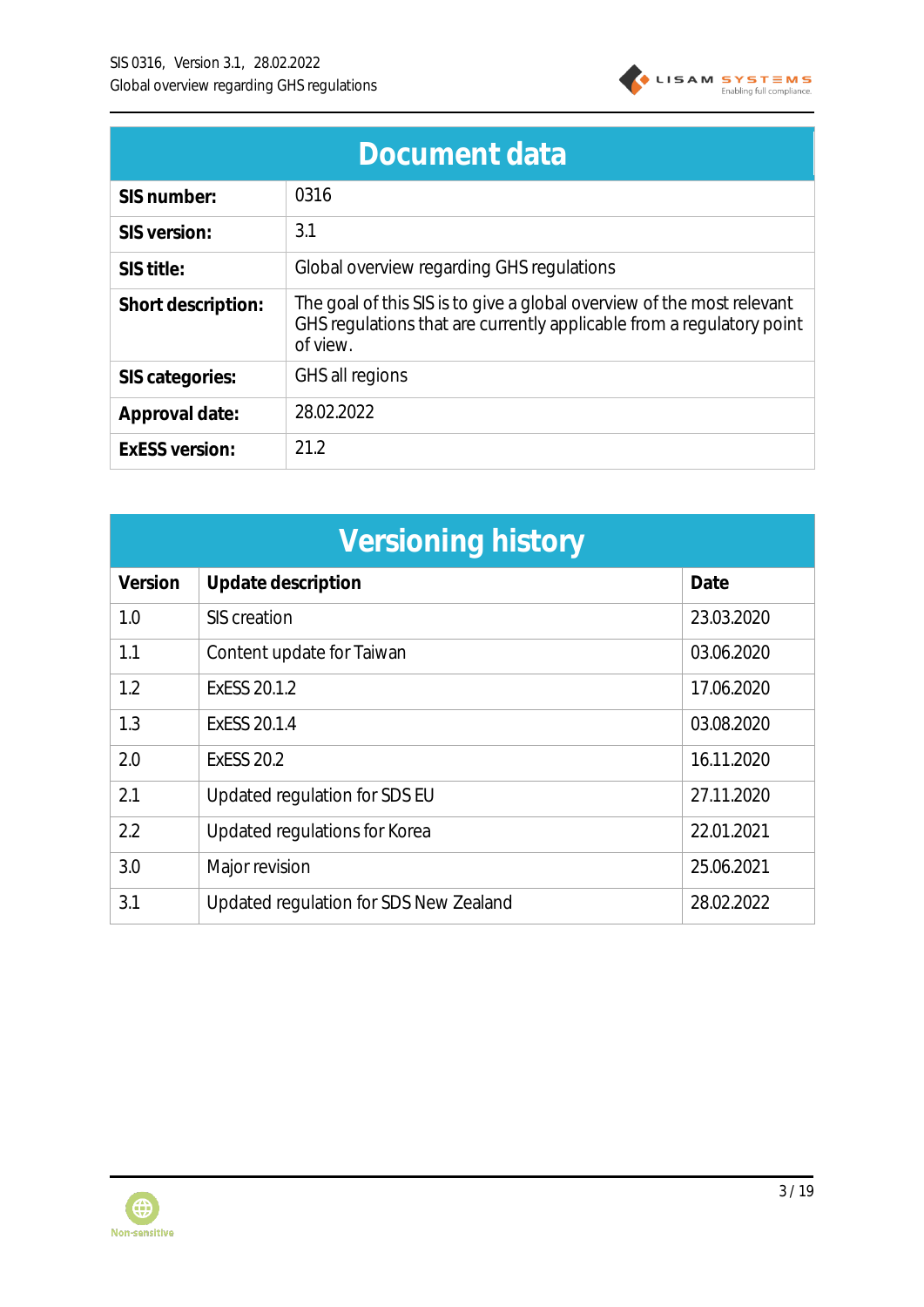## Document data

| | |
|---|---|
| **SIS number:** | 0316 |
| **SIS version:** | 3.1 |
| **SIS title:** | Global overview regarding GHS regulations |
| **Short description:** | The goal of this SIS is to give a global overview of the most relevant GHS regulations that are currently applicable from a regulatory point of view. |
| **SIS categories:** | GHS all regions |
| **Approval date:** | 28.02.2022 |
| **ExESS version:** | 21.2 |

## Versioning history

| Version | Update description | Date |
|---|---|---|
| 1.0 | SIS creation | 23.03.2020 |
| 1.1 | Content update for Taiwan | 03.06.2020 |
| 1.2 | ExESS 20.1.2 | 17.06.2020 |
| 1.3 | ExESS 20.1.4 | 03.08.2020 |
| 2.0 | ExESS 20.2 | 16.11.2020 |
| 2.1 | Updated regulation for SDS EU | 27.11.2020 |
| 2.2 | Updated regulations for Korea | 22.01.2021 |
| 3.0 | Major revision | 25.06.2021 |
| 3.1 | Updated regulation for SDS New Zealand | 28.02.2022 |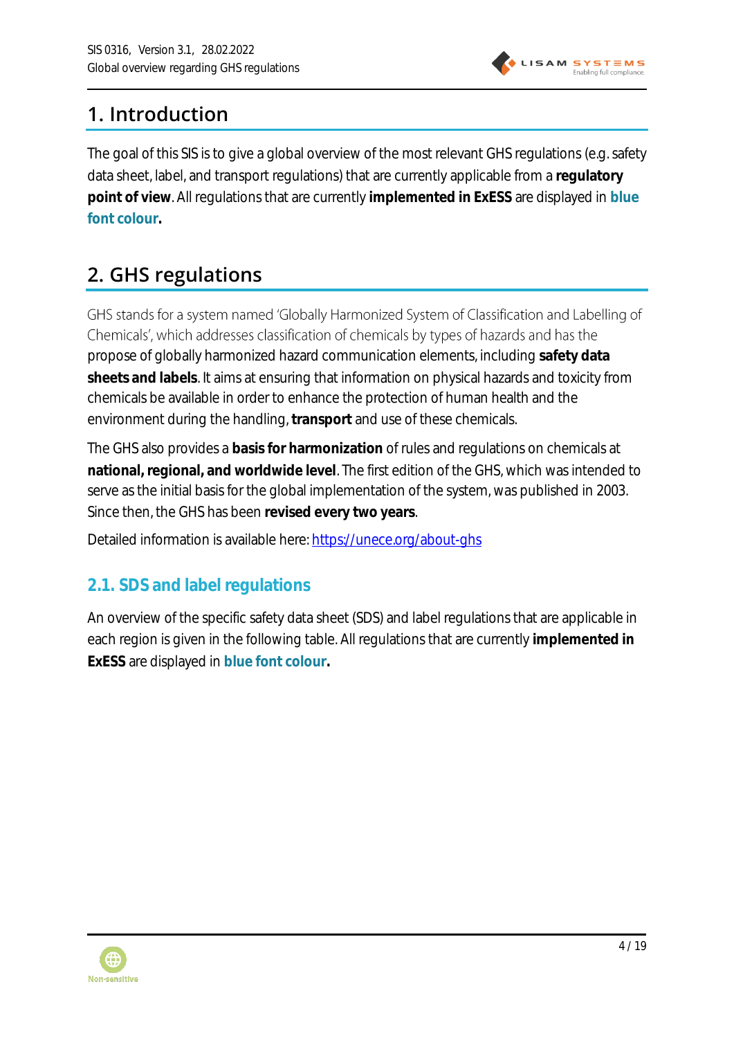# 1. Introduction

The goal of this SIS is to give a global overview of the most relevant GHS regulations (e.g. safety data sheet, label, and transport regulations) that are currently applicable from a **regulatory point of view**. All regulations that are currently **implemented in ExESS** are displayed in **blue font colour.**

# 2. GHS regulations

GHS stands for a system named 'Globally Harmonized System of Classification and Labelling of Chemicals', which addresses classification of chemicals by types of hazards and has the propose of globally harmonized hazard communication elements, including **safety data sheets and labels**. It aims at ensuring that information on physical hazards and toxicity from chemicals be available in order to enhance the protection of human health and the environment during the handling, **transport** and use of these chemicals.

The GHS also provides a **basis for harmonization** of rules and regulations on chemicals at **national, regional, and worldwide level**. The first edition of the GHS, which was intended to serve as the initial basis for the global implementation of the system, was published in 2003. Since then, the GHS has been **revised every two years**.

Detailed information is available here: https://unece.org/about-ghs

## 2.1. SDS and label regulations

An overview of the specific safety data sheet (SDS) and label regulations that are applicable in each region is given in the following table. All regulations that are currently **implemented in ExESS** are displayed in **blue font colour.**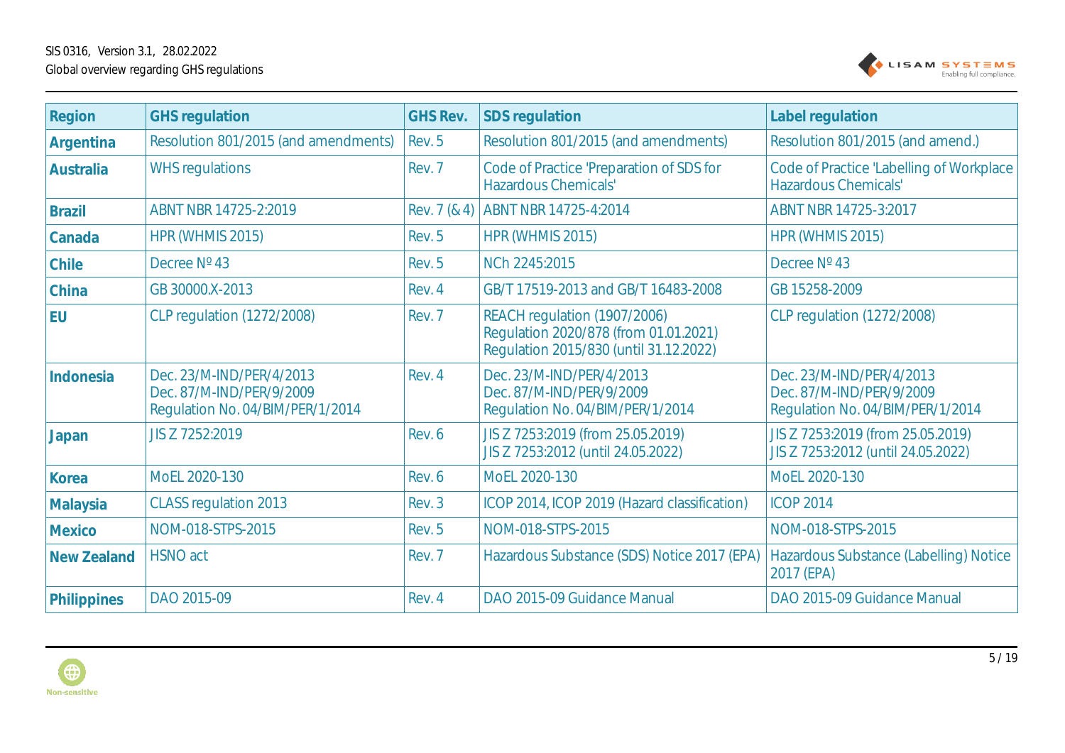| Region | GHS regulation | GHS Rev. | SDS regulation | Label regulation |
|---|---|---|---|---|
| **Argentina** | Resolution 801/2015 (and amendments) | Rev. 5 | Resolution 801/2015 (and amendments) | Resolution 801/2015 (and amend.) |
| **Australia** | WHS regulations | Rev. 7 | Code of Practice 'Preparation of SDS for Hazardous Chemicals' | Code of Practice 'Labelling of Workplace Hazardous Chemicals' |
| **Brazil** | ABNT NBR 14725-2:2019 | Rev. 7 (& 4) | ABNT NBR 14725-4:2014 | ABNT NBR 14725-3:2017 |
| **Canada** | HPR (WHMIS 2015) | Rev. 5 | HPR (WHMIS 2015) | HPR (WHMIS 2015) |
| **Chile** | Decree Nº 43 | Rev. 5 | NCh 2245:2015 | Decree Nº 43 |
| **China** | GB 30000.X-2013 | Rev. 4 | GB/T 17519-2013 and GB/T 16483-2008 | GB 15258-2009 |
| **EU** | CLP regulation (1272/2008) | Rev. 7 | REACH regulation (1907/2006)<br>Regulation 2020/878 (from 01.01.2021)<br>Regulation 2015/830 (until 31.12.2022) | CLP regulation (1272/2008) |
| **Indonesia** | Dec. 23/M-IND/PER/4/2013<br>Dec. 87/M-IND/PER/9/2009<br>Regulation No. 04/BIM/PER/1/2014 | Rev. 4 | Dec. 23/M-IND/PER/4/2013<br>Dec. 87/M-IND/PER/9/2009<br>Regulation No. 04/BIM/PER/1/2014 | Dec. 23/M-IND/PER/4/2013<br>Dec. 87/M-IND/PER/9/2009<br>Regulation No. 04/BIM/PER/1/2014 |
| **Japan** | JIS Z 7252:2019 | Rev. 6 | JIS Z 7253:2019 (from 25.05.2019)<br>JIS Z 7253:2012 (until 24.05.2022) | JIS Z 7253:2019 (from 25.05.2019)<br>JIS Z 7253:2012 (until 24.05.2022) |
| **Korea** | MoEL 2020-130 | Rev. 6 | MoEL 2020-130 | MoEL 2020-130 |
| **Malaysia** | CLASS regulation 2013 | Rev. 3 | ICOP 2014, ICOP 2019 (Hazard classification) | ICOP 2014 |
| **Mexico** | NOM-018-STPS-2015 | Rev. 5 | NOM-018-STPS-2015 | NOM-018-STPS-2015 |
| **New Zealand** | HSNO act | Rev. 7 | Hazardous Substance (SDS) Notice 2017 (EPA) | Hazardous Substance (Labelling) Notice 2017 (EPA) |
| **Philippines** | DAO 2015-09 | Rev. 4 | DAO 2015-09 Guidance Manual | DAO 2015-09 Guidance Manual |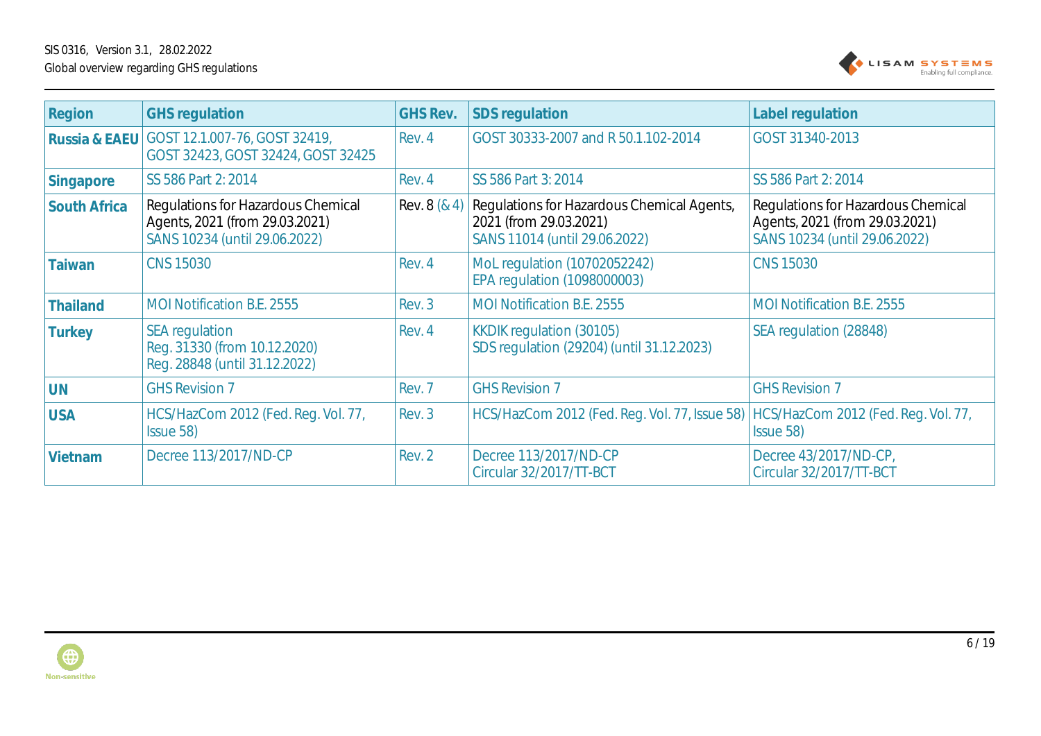| Region | GHS regulation | GHS Rev. | SDS regulation | Label regulation |
|---|---|---|---|---|
| Russia & EAEU | GOST 12.1.007-76, GOST 32419, GOST 32423, GOST 32424, GOST 32425 | Rev. 4 | GOST 30333-2007 and R 50.1.102-2014 | GOST 31340-2013 |
| Singapore | SS 586 Part 2: 2014 | Rev. 4 | SS 586 Part 3: 2014 | SS 586 Part 2: 2014 |
| South Africa | Regulations for Hazardous Chemical Agents, 2021 (from 29.03.2021)<br>SANS 10234 (until 29.06.2022) | Rev. 8 (& 4) | Regulations for Hazardous Chemical Agents, 2021 (from 29.03.2021)<br>SANS 11014 (until 29.06.2022) | Regulations for Hazardous Chemical Agents, 2021 (from 29.03.2021)<br>SANS 10234 (until 29.06.2022) |
| Taiwan | CNS 15030 | Rev. 4 | MoL regulation (10702052242)<br>EPA regulation (1098000003) | CNS 15030 |
| Thailand | MOI Notification B.E. 2555 | Rev. 3 | MOI Notification B.E. 2555 | MOI Notification B.E. 2555 |
| Turkey | SEA regulation<br>Reg. 31330 (from 10.12.2020)<br>Reg. 28848 (until 31.12.2022) | Rev. 4 | KKDIK regulation (30105)<br>SDS regulation (29204) (until 31.12.2023) | SEA regulation (28848) |
| UN | GHS Revision 7 | Rev. 7 | GHS Revision 7 | GHS Revision 7 |
| USA | HCS/HazCom 2012 (Fed. Reg. Vol. 77, Issue 58) | Rev. 3 | HCS/HazCom 2012 (Fed. Reg. Vol. 77, Issue 58) | HCS/HazCom 2012 (Fed. Reg. Vol. 77, Issue 58) |
| Vietnam | Decree 113/2017/ND-CP | Rev. 2 | Decree 113/2017/ND-CP<br>Circular 32/2017/TT-BCT | Decree 43/2017/ND-CP,<br>Circular 32/2017/TT-BCT |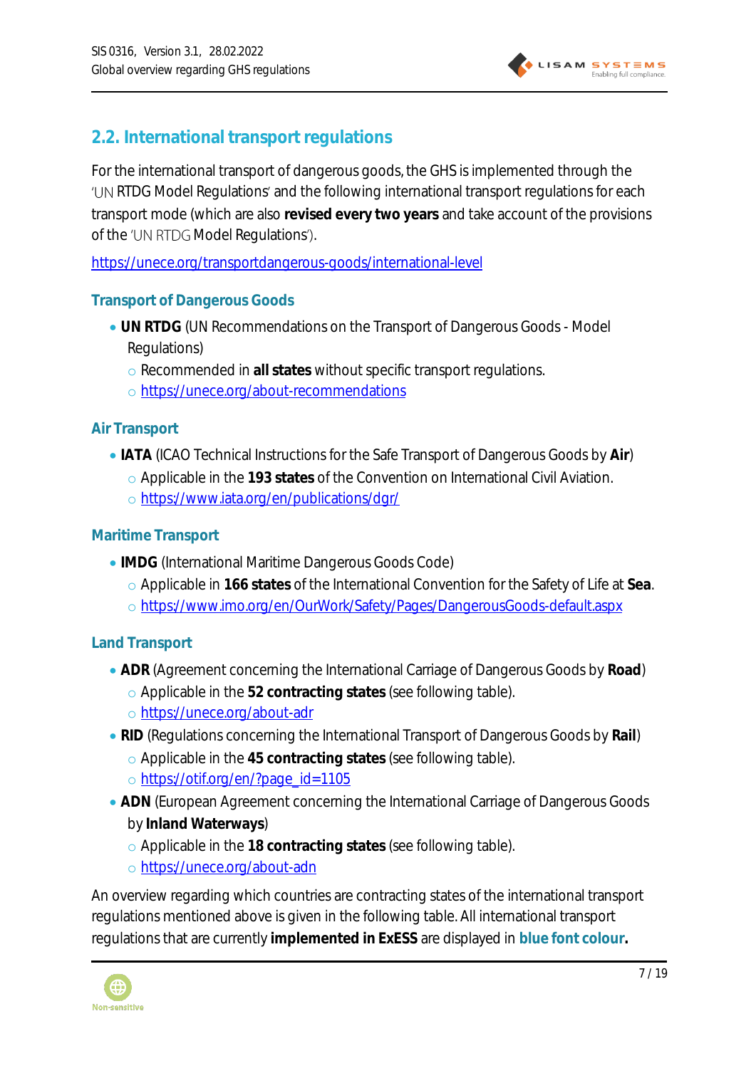## 2.2. International transport regulations

For the international transport of dangerous goods, the GHS is implemented through the 'UN RTDG Model Regulations' and the following international transport regulations for each transport mode (which are also **revised every two years** and take account of the provisions of the 'UN RTDG Model Regulations').

https://unece.org/transportdangerous-goods/international-level

### Transport of Dangerous Goods

- **UN RTDG** (UN Recommendations on the Transport of Dangerous Goods - Model Regulations)
  - Recommended in **all states** without specific transport regulations.
  - https://unece.org/about-recommendations

### Air Transport

- **IATA** (ICAO Technical Instructions for the Safe Transport of Dangerous Goods by **Air**)
  - Applicable in the **193 states** of the Convention on International Civil Aviation.
  - https://www.iata.org/en/publications/dgr/

### Maritime Transport

- **IMDG** (International Maritime Dangerous Goods Code)
  - Applicable in **166 states** of the International Convention for the Safety of Life at **Sea**.
  - https://www.imo.org/en/OurWork/Safety/Pages/DangerousGoods-default.aspx

### Land Transport

- **ADR** (Agreement concerning the International Carriage of Dangerous Goods by **Road**)
  - Applicable in the **52 contracting states** (see following table).
  - https://unece.org/about-adr
- **RID** (Regulations concerning the International Transport of Dangerous Goods by **Rail**)
  - Applicable in the **45 contracting states** (see following table).
  - https://otif.org/en/?page_id=1105
- **ADN** (European Agreement concerning the International Carriage of Dangerous Goods by **Inland Waterways**)
  - Applicable in the **18 contracting states** (see following table).
  - https://unece.org/about-adn

An overview regarding which countries are contracting states of the international transport regulations mentioned above is given in the following table. All international transport regulations that are currently **implemented in ExESS** are displayed in **blue font colour.**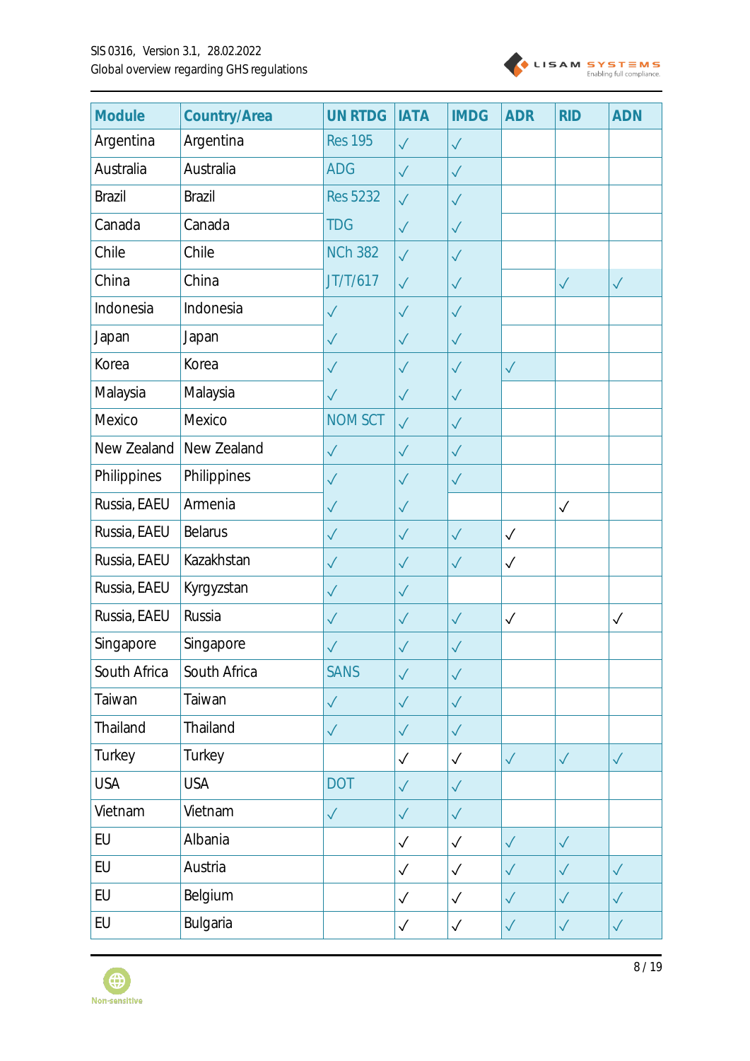| Module | Country/Area | UN RTDG | IATA | IMDG | ADR | RID | ADN |
|---|---|---|---|---|---|---|---|
| Argentina | Argentina | Res 195 | ✓ | ✓ | | | |
| Australia | Australia | ADG | ✓ | ✓ | | | |
| Brazil | Brazil | Res 5232 | ✓ | ✓ | | | |
| Canada | Canada | TDG | ✓ | ✓ | | | |
| Chile | Chile | NCh 382 | ✓ | ✓ | | | |
| China | China | JT/T/617 | ✓ | ✓ | | ✓ | ✓ |
| Indonesia | Indonesia | ✓ | ✓ | ✓ | | | |
| Japan | Japan | ✓ | ✓ | ✓ | | | |
| Korea | Korea | ✓ | ✓ | ✓ | ✓ | | |
| Malaysia | Malaysia | ✓ | ✓ | ✓ | | | |
| Mexico | Mexico | NOM SCT | ✓ | ✓ | | | |
| New Zealand | New Zealand | ✓ | ✓ | ✓ | | | |
| Philippines | Philippines | ✓ | ✓ | ✓ | | | |
| Russia, EAEU | Armenia | ✓ | ✓ | | | ✓ | |
| Russia, EAEU | Belarus | ✓ | ✓ | ✓ | ✓ | | |
| Russia, EAEU | Kazakhstan | ✓ | ✓ | ✓ | ✓ | | |
| Russia, EAEU | Kyrgyzstan | ✓ | ✓ | | | | |
| Russia, EAEU | Russia | ✓ | ✓ | ✓ | ✓ | | ✓ |
| Singapore | Singapore | ✓ | ✓ | ✓ | | | |
| South Africa | South Africa | SANS | ✓ | ✓ | | | |
| Taiwan | Taiwan | ✓ | ✓ | ✓ | | | |
| Thailand | Thailand | ✓ | ✓ | ✓ | | | |
| Turkey | Turkey | | ✓ | ✓ | ✓ | ✓ | ✓ |
| USA | USA | DOT | ✓ | ✓ | | | |
| Vietnam | Vietnam | ✓ | ✓ | ✓ | | | |
| EU | Albania | | ✓ | ✓ | ✓ | ✓ | |
| EU | Austria | | ✓ | ✓ | ✓ | ✓ | ✓ |
| EU | Belgium | | ✓ | ✓ | ✓ | ✓ | ✓ |
| EU | Bulgaria | | ✓ | ✓ | ✓ | ✓ | ✓ |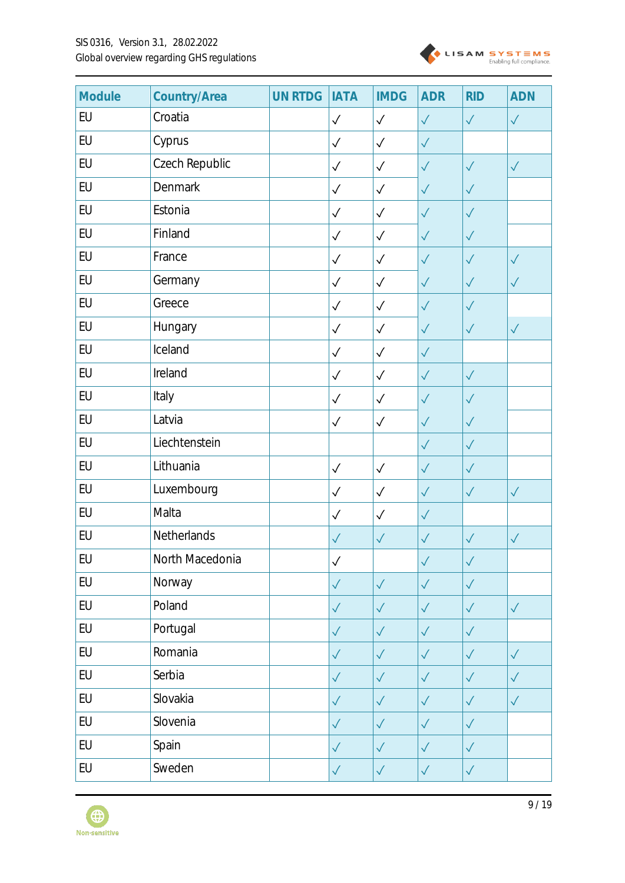| Module | Country/Area | UN RTDG | IATA | IMDG | ADR | RID | ADN |
|---|---|---|---|---|---|---|---|
| EU | Croatia | | ✓ | ✓ | ✓ | ✓ | ✓ |
| EU | Cyprus | | ✓ | ✓ | ✓ | | |
| EU | Czech Republic | | ✓ | ✓ | ✓ | ✓ | ✓ |
| EU | Denmark | | ✓ | ✓ | ✓ | ✓ | |
| EU | Estonia | | ✓ | ✓ | ✓ | ✓ | |
| EU | Finland | | ✓ | ✓ | ✓ | ✓ | |
| EU | France | | ✓ | ✓ | ✓ | ✓ | ✓ |
| EU | Germany | | ✓ | ✓ | ✓ | ✓ | ✓ |
| EU | Greece | | ✓ | ✓ | ✓ | ✓ | |
| EU | Hungary | | ✓ | ✓ | ✓ | ✓ | ✓ |
| EU | Iceland | | ✓ | ✓ | ✓ | | |
| EU | Ireland | | ✓ | ✓ | ✓ | ✓ | |
| EU | Italy | | ✓ | ✓ | ✓ | ✓ | |
| EU | Latvia | | ✓ | ✓ | ✓ | ✓ | |
| EU | Liechtenstein | | | | ✓ | ✓ | |
| EU | Lithuania | | ✓ | ✓ | ✓ | ✓ | |
| EU | Luxembourg | | ✓ | ✓ | ✓ | ✓ | ✓ |
| EU | Malta | | ✓ | ✓ | ✓ | | |
| EU | Netherlands | | ✓ | ✓ | ✓ | ✓ | ✓ |
| EU | North Macedonia | | ✓ | | ✓ | ✓ | |
| EU | Norway | | ✓ | ✓ | ✓ | ✓ | |
| EU | Poland | | ✓ | ✓ | ✓ | ✓ | ✓ |
| EU | Portugal | | ✓ | ✓ | ✓ | ✓ | |
| EU | Romania | | ✓ | ✓ | ✓ | ✓ | ✓ |
| EU | Serbia | | ✓ | ✓ | ✓ | ✓ | ✓ |
| EU | Slovakia | | ✓ | ✓ | ✓ | ✓ | ✓ |
| EU | Slovenia | | ✓ | ✓ | ✓ | ✓ | |
| EU | Spain | | ✓ | ✓ | ✓ | ✓ | |
| EU | Sweden | | ✓ | ✓ | ✓ | ✓ | |

Non-sensitive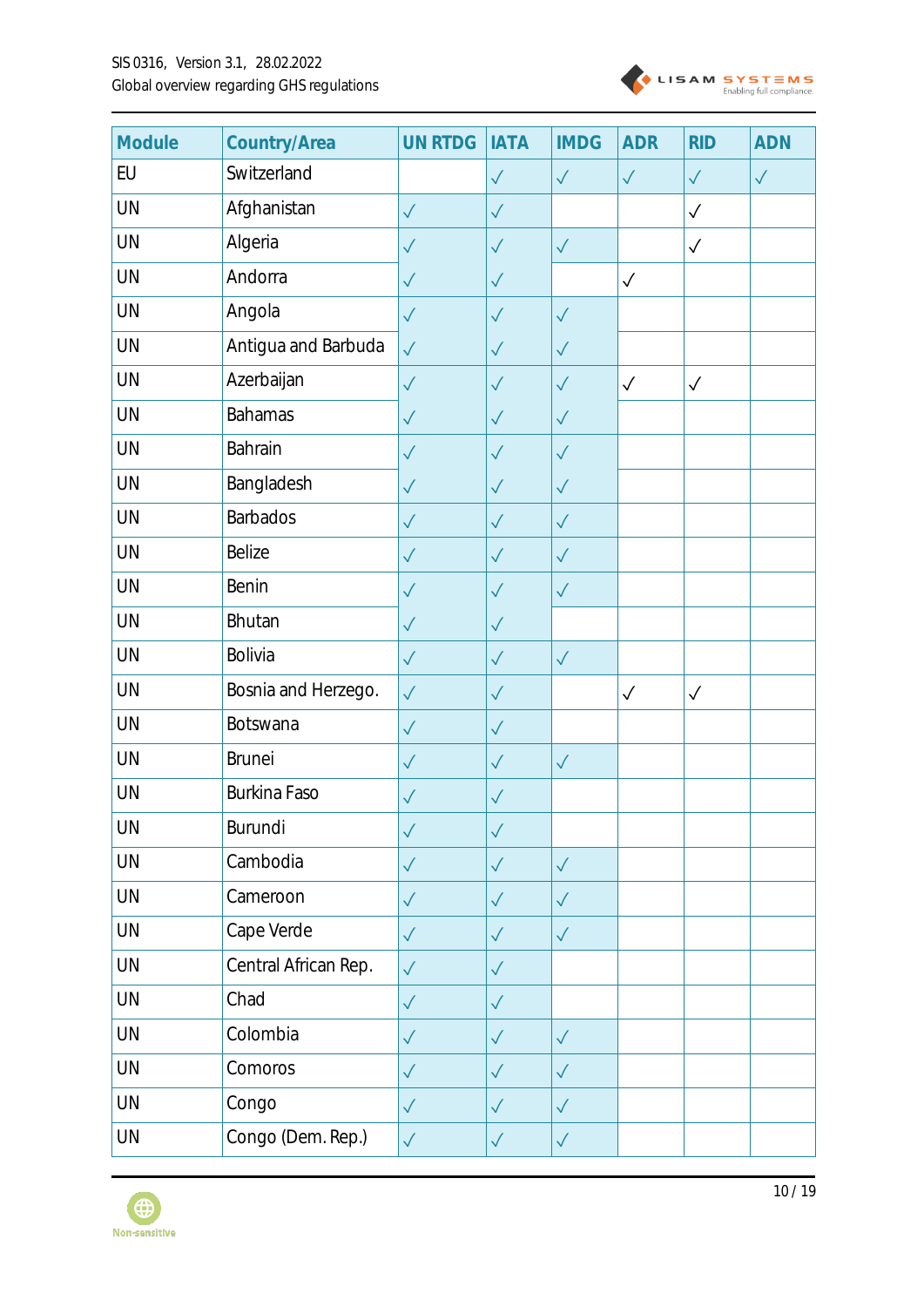| Module | Country/Area | UN RTDG | IATA | IMDG | ADR | RID | ADN |
|---|---|---|---|---|---|---|---|
| EU | Switzerland | | ✓ | ✓ | ✓ | ✓ | ✓ |
| UN | Afghanistan | ✓ | ✓ | | | ✓ | |
| UN | Algeria | ✓ | ✓ | ✓ | | ✓ | |
| UN | Andorra | ✓ | ✓ | | ✓ | | |
| UN | Angola | ✓ | ✓ | ✓ | | | |
| UN | Antigua and Barbuda | ✓ | ✓ | ✓ | | | |
| UN | Azerbaijan | ✓ | ✓ | ✓ | ✓ | ✓ | |
| UN | Bahamas | ✓ | ✓ | ✓ | | | |
| UN | Bahrain | ✓ | ✓ | ✓ | | | |
| UN | Bangladesh | ✓ | ✓ | ✓ | | | |
| UN | Barbados | ✓ | ✓ | ✓ | | | |
| UN | Belize | ✓ | ✓ | ✓ | | | |
| UN | Benin | ✓ | ✓ | ✓ | | | |
| UN | Bhutan | ✓ | ✓ | | | | |
| UN | Bolivia | ✓ | ✓ | ✓ | | | |
| UN | Bosnia and Herzego. | ✓ | ✓ | | ✓ | ✓ | |
| UN | Botswana | ✓ | ✓ | | | | |
| UN | Brunei | ✓ | ✓ | ✓ | | | |
| UN | Burkina Faso | ✓ | ✓ | | | | |
| UN | Burundi | ✓ | ✓ | | | | |
| UN | Cambodia | ✓ | ✓ | ✓ | | | |
| UN | Cameroon | ✓ | ✓ | ✓ | | | |
| UN | Cape Verde | ✓ | ✓ | ✓ | | | |
| UN | Central African Rep. | ✓ | ✓ | | | | |
| UN | Chad | ✓ | ✓ | | | | |
| UN | Colombia | ✓ | ✓ | ✓ | | | |
| UN | Comoros | ✓ | ✓ | ✓ | | | |
| UN | Congo | ✓ | ✓ | ✓ | | | |
| UN | Congo (Dem. Rep.) | ✓ | ✓ | ✓ | | | |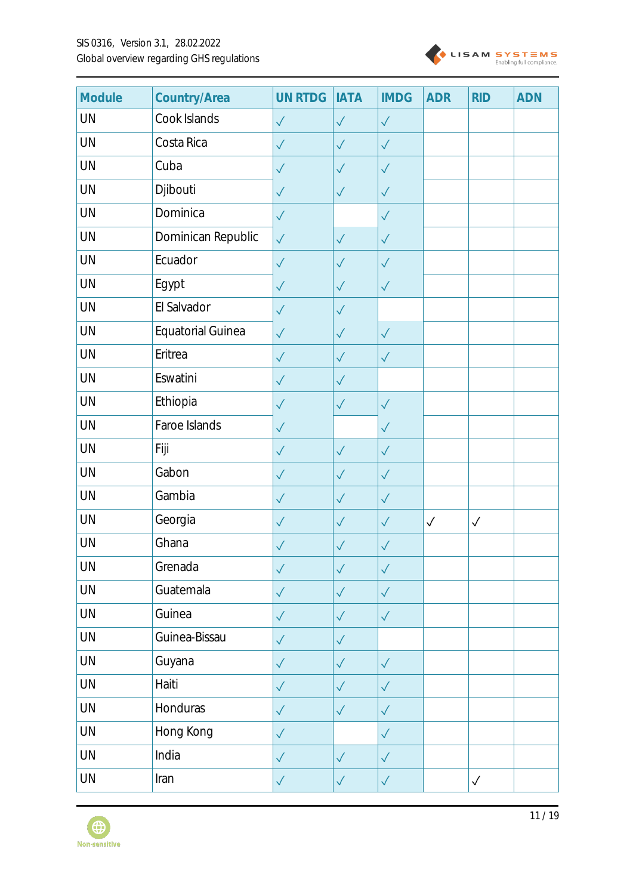| Module | Country/Area | UN RTDG | IATA | IMDG | ADR | RID | ADN |
|---|---|---|---|---|---|---|---|
| UN | Cook Islands | ✓ | ✓ | ✓ | | | |
| UN | Costa Rica | ✓ | ✓ | ✓ | | | |
| UN | Cuba | ✓ | ✓ | ✓ | | | |
| UN | Djibouti | ✓ | ✓ | ✓ | | | |
| UN | Dominica | ✓ | | ✓ | | | |
| UN | Dominican Republic | ✓ | ✓ | ✓ | | | |
| UN | Ecuador | ✓ | ✓ | ✓ | | | |
| UN | Egypt | ✓ | ✓ | ✓ | | | |
| UN | El Salvador | ✓ | ✓ | | | | |
| UN | Equatorial Guinea | ✓ | ✓ | ✓ | | | |
| UN | Eritrea | ✓ | ✓ | ✓ | | | |
| UN | Eswatini | ✓ | ✓ | | | | |
| UN | Ethiopia | ✓ | ✓ | ✓ | | | |
| UN | Faroe Islands | ✓ | | ✓ | | | |
| UN | Fiji | ✓ | ✓ | ✓ | | | |
| UN | Gabon | ✓ | ✓ | ✓ | | | |
| UN | Gambia | ✓ | ✓ | ✓ | | | |
| UN | Georgia | ✓ | ✓ | ✓ | ✓ | ✓ | |
| UN | Ghana | ✓ | ✓ | ✓ | | | |
| UN | Grenada | ✓ | ✓ | ✓ | | | |
| UN | Guatemala | ✓ | ✓ | ✓ | | | |
| UN | Guinea | ✓ | ✓ | ✓ | | | |
| UN | Guinea-Bissau | ✓ | ✓ | | | | |
| UN | Guyana | ✓ | ✓ | ✓ | | | |
| UN | Haiti | ✓ | ✓ | ✓ | | | |
| UN | Honduras | ✓ | ✓ | ✓ | | | |
| UN | Hong Kong | ✓ | | ✓ | | | |
| UN | India | ✓ | ✓ | ✓ | | | |
| UN | Iran | ✓ | ✓ | ✓ | | ✓ | |

Non-sensitive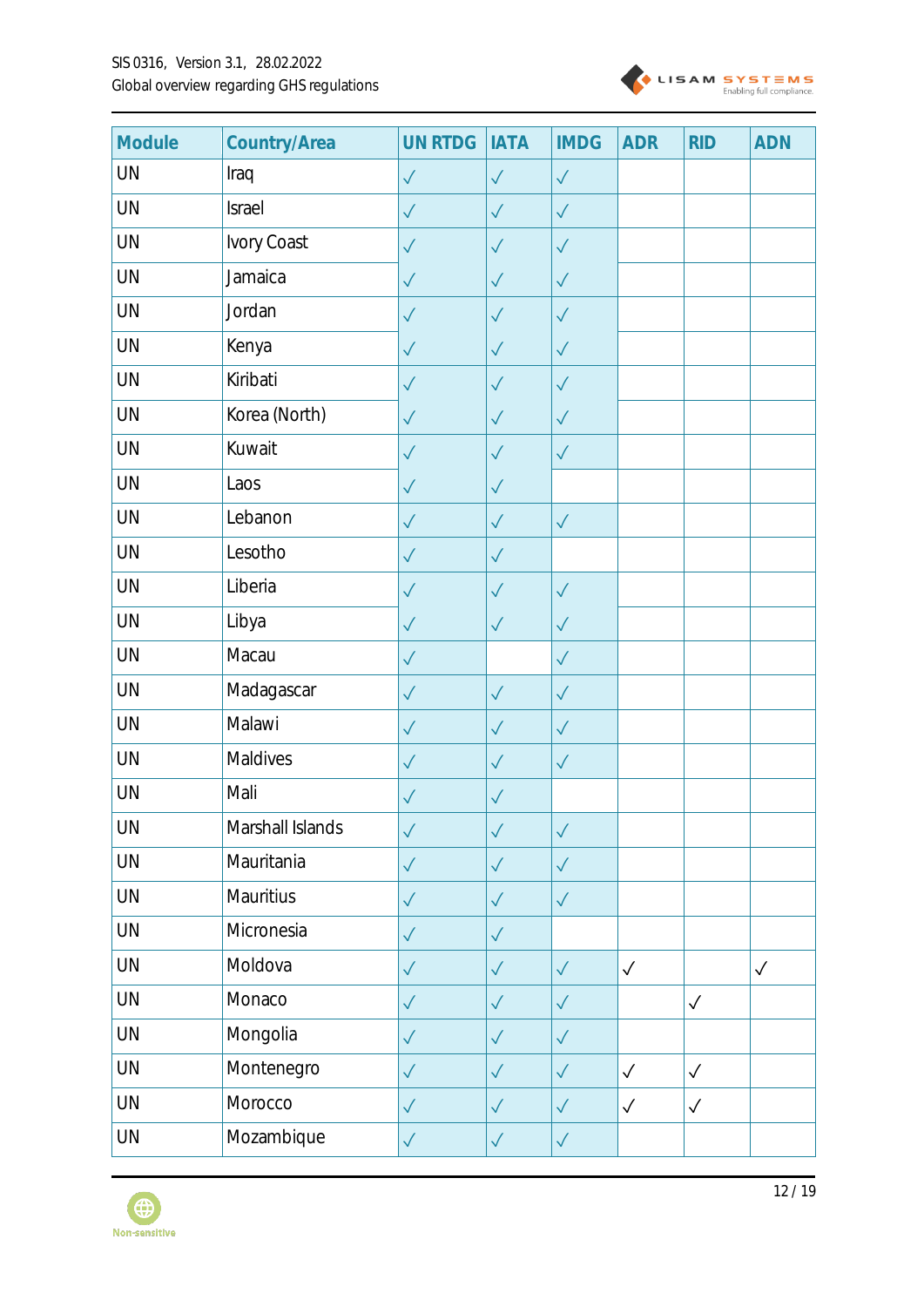| Module | Country/Area | UN RTDG | IATA | IMDG | ADR | RID | ADN |
|---|---|---|---|---|---|---|---|
| UN | Iraq | ✓ | ✓ | ✓ | | | |
| UN | Israel | ✓ | ✓ | ✓ | | | |
| UN | Ivory Coast | ✓ | ✓ | ✓ | | | |
| UN | Jamaica | ✓ | ✓ | ✓ | | | |
| UN | Jordan | ✓ | ✓ | ✓ | | | |
| UN | Kenya | ✓ | ✓ | ✓ | | | |
| UN | Kiribati | ✓ | ✓ | ✓ | | | |
| UN | Korea (North) | ✓ | ✓ | ✓ | | | |
| UN | Kuwait | ✓ | ✓ | ✓ | | | |
| UN | Laos | ✓ | ✓ | | | | |
| UN | Lebanon | ✓ | ✓ | ✓ | | | |
| UN | Lesotho | ✓ | ✓ | | | | |
| UN | Liberia | ✓ | ✓ | ✓ | | | |
| UN | Libya | ✓ | ✓ | ✓ | | | |
| UN | Macau | ✓ | | ✓ | | | |
| UN | Madagascar | ✓ | ✓ | ✓ | | | |
| UN | Malawi | ✓ | ✓ | ✓ | | | |
| UN | Maldives | ✓ | ✓ | ✓ | | | |
| UN | Mali | ✓ | ✓ | | | | |
| UN | Marshall Islands | ✓ | ✓ | ✓ | | | |
| UN | Mauritania | ✓ | ✓ | ✓ | | | |
| UN | Mauritius | ✓ | ✓ | ✓ | | | |
| UN | Micronesia | ✓ | ✓ | | | | |
| UN | Moldova | ✓ | ✓ | ✓ | ✓ | | ✓ |
| UN | Monaco | ✓ | ✓ | ✓ | | ✓ | |
| UN | Mongolia | ✓ | ✓ | ✓ | | | |
| UN | Montenegro | ✓ | ✓ | ✓ | ✓ | ✓ | |
| UN | Morocco | ✓ | ✓ | ✓ | ✓ | ✓ | |
| UN | Mozambique | ✓ | ✓ | ✓ | | | |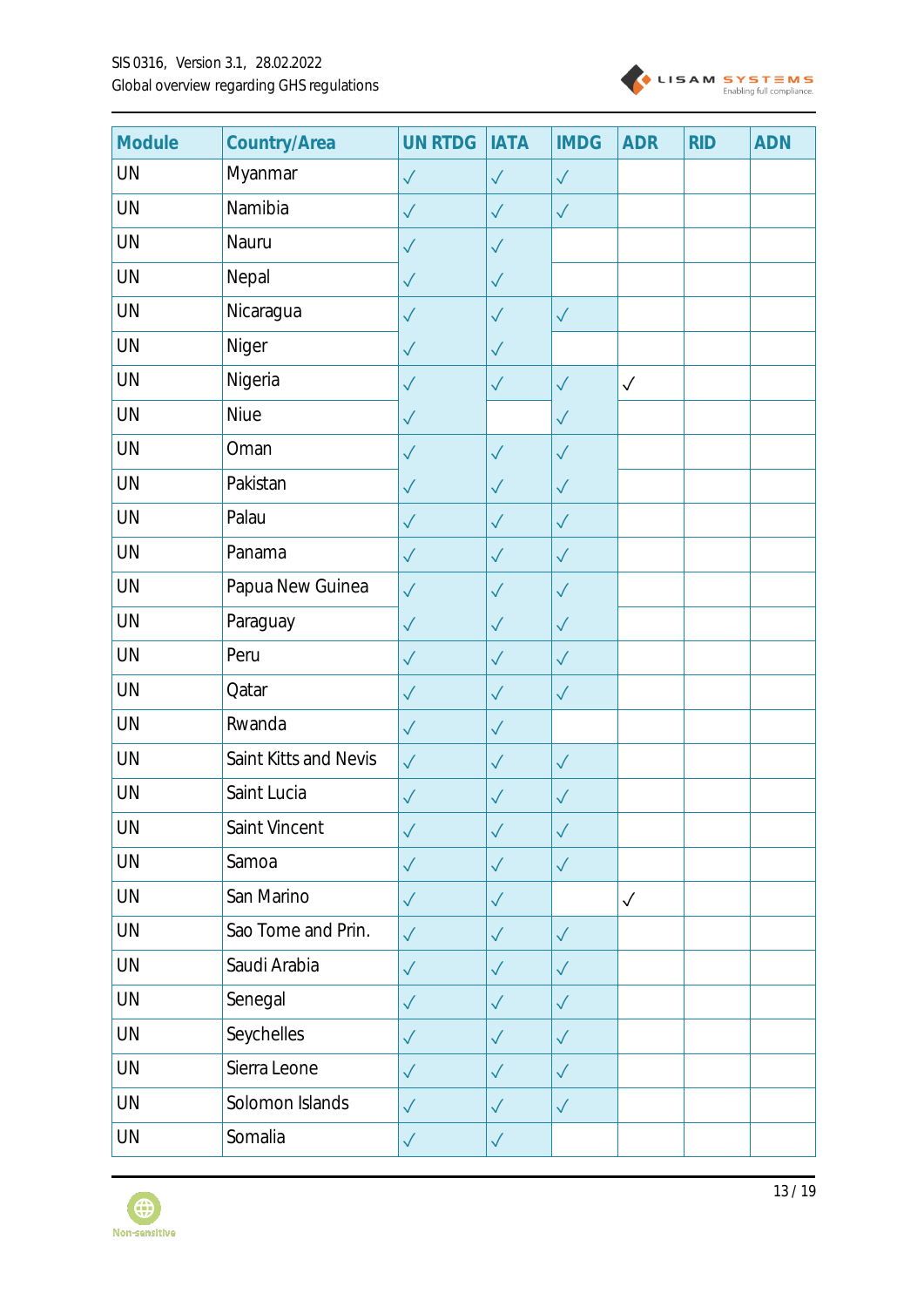| Module | Country/Area | UN RTDG | IATA | IMDG | ADR | RID | ADN |
|---|---|---|---|---|---|---|---|
| UN | Myanmar | ✓ | ✓ | ✓ | | | |
| UN | Namibia | ✓ | ✓ | ✓ | | | |
| UN | Nauru | ✓ | ✓ | | | | |
| UN | Nepal | ✓ | ✓ | | | | |
| UN | Nicaragua | ✓ | ✓ | ✓ | | | |
| UN | Niger | ✓ | ✓ | | | | |
| UN | Nigeria | ✓ | ✓ | ✓ | ✓ | | |
| UN | Niue | ✓ | | ✓ | | | |
| UN | Oman | ✓ | ✓ | ✓ | | | |
| UN | Pakistan | ✓ | ✓ | ✓ | | | |
| UN | Palau | ✓ | ✓ | ✓ | | | |
| UN | Panama | ✓ | ✓ | ✓ | | | |
| UN | Papua New Guinea | ✓ | ✓ | ✓ | | | |
| UN | Paraguay | ✓ | ✓ | ✓ | | | |
| UN | Peru | ✓ | ✓ | ✓ | | | |
| UN | Qatar | ✓ | ✓ | ✓ | | | |
| UN | Rwanda | ✓ | ✓ | | | | |
| UN | Saint Kitts and Nevis | ✓ | ✓ | ✓ | | | |
| UN | Saint Lucia | ✓ | ✓ | ✓ | | | |
| UN | Saint Vincent | ✓ | ✓ | ✓ | | | |
| UN | Samoa | ✓ | ✓ | ✓ | | | |
| UN | San Marino | ✓ | ✓ | | ✓ | | |
| UN | Sao Tome and Prin. | ✓ | ✓ | ✓ | | | |
| UN | Saudi Arabia | ✓ | ✓ | ✓ | | | |
| UN | Senegal | ✓ | ✓ | ✓ | | | |
| UN | Seychelles | ✓ | ✓ | ✓ | | | |
| UN | Sierra Leone | ✓ | ✓ | ✓ | | | |
| UN | Solomon Islands | ✓ | ✓ | ✓ | | | |
| UN | Somalia | ✓ | ✓ | | | | |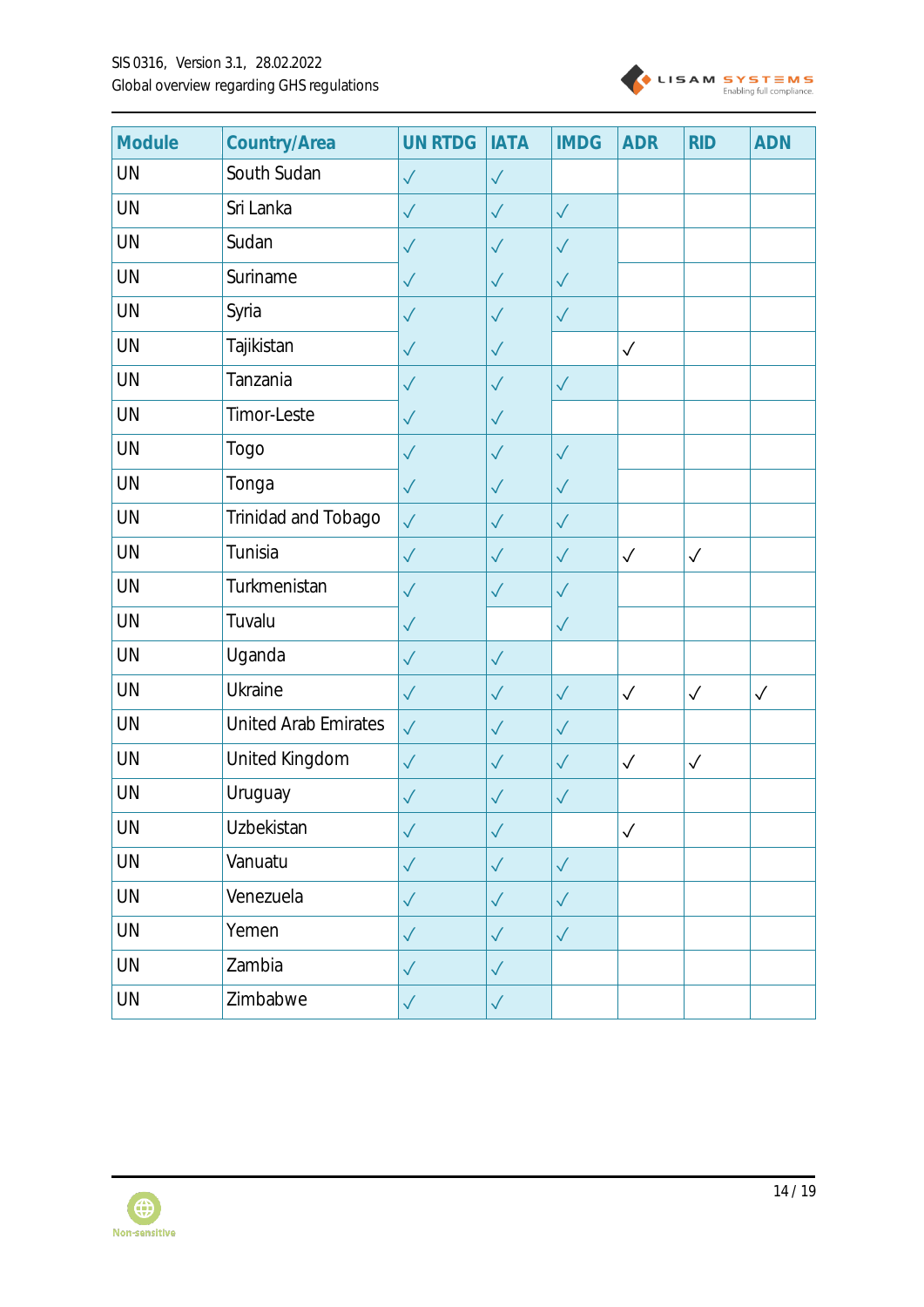| Module | Country/Area | UN RTDG | IATA | IMDG | ADR | RID | ADN |
|---|---|---|---|---|---|---|---|
| UN | South Sudan | ✓ | ✓ | | | | |
| UN | Sri Lanka | ✓ | ✓ | ✓ | | | |
| UN | Sudan | ✓ | ✓ | ✓ | | | |
| UN | Suriname | ✓ | ✓ | ✓ | | | |
| UN | Syria | ✓ | ✓ | ✓ | | | |
| UN | Tajikistan | ✓ | ✓ | | ✓ | | |
| UN | Tanzania | ✓ | ✓ | ✓ | | | |
| UN | Timor-Leste | ✓ | ✓ | | | | |
| UN | Togo | ✓ | ✓ | ✓ | | | |
| UN | Tonga | ✓ | ✓ | ✓ | | | |
| UN | Trinidad and Tobago | ✓ | ✓ | ✓ | | | |
| UN | Tunisia | ✓ | ✓ | ✓ | ✓ | ✓ | |
| UN | Turkmenistan | ✓ | ✓ | ✓ | | | |
| UN | Tuvalu | ✓ | | ✓ | | | |
| UN | Uganda | ✓ | ✓ | | | | |
| UN | Ukraine | ✓ | ✓ | ✓ | ✓ | ✓ | ✓ |
| UN | United Arab Emirates | ✓ | ✓ | ✓ | | | |
| UN | United Kingdom | ✓ | ✓ | ✓ | ✓ | ✓ | |
| UN | Uruguay | ✓ | ✓ | ✓ | | | |
| UN | Uzbekistan | ✓ | ✓ | | ✓ | | |
| UN | Vanuatu | ✓ | ✓ | ✓ | | | |
| UN | Venezuela | ✓ | ✓ | ✓ | | | |
| UN | Yemen | ✓ | ✓ | ✓ | | | |
| UN | Zambia | ✓ | ✓ | | | | |
| UN | Zimbabwe | ✓ | ✓ | | | | |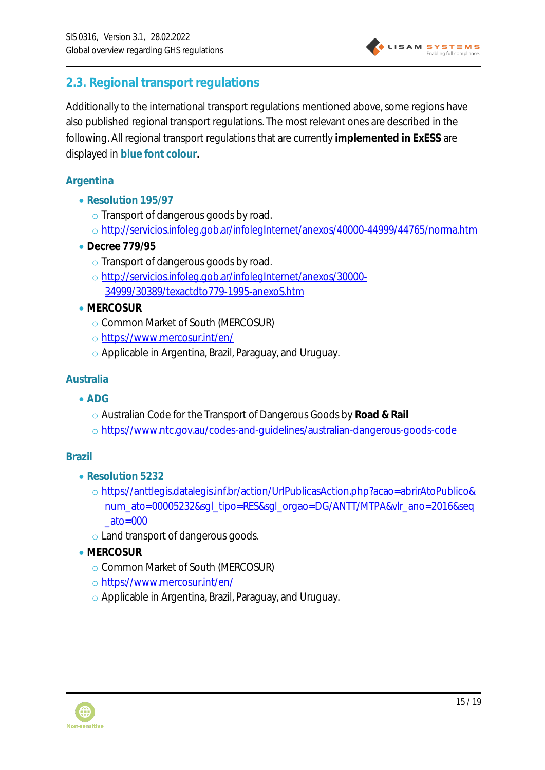## 2.3. Regional transport regulations

Additionally to the international transport regulations mentioned above, some regions have also published regional transport regulations. The most relevant ones are described in the following. All regional transport regulations that are currently **implemented in ExESS** are displayed in **blue font colour**.

### Argentina

- **Resolution 195/97**
  - Transport of dangerous goods by road.
  - http://servicios.infoleg.gob.ar/infolegInternet/anexos/40000-44999/44765/norma.htm
- **Decree 779/95**
  - Transport of dangerous goods by road.
  - http://servicios.infoleg.gob.ar/infolegInternet/anexos/30000-34999/30389/texactdto779-1995-anexoS.htm
- **MERCOSUR**
  - Common Market of South (MERCOSUR)
  - https://www.mercosur.int/en/
  - Applicable in Argentina, Brazil, Paraguay, and Uruguay.

### Australia

- **ADG**
  - Australian Code for the Transport of Dangerous Goods by **Road & Rail**
  - https://www.ntc.gov.au/codes-and-guidelines/australian-dangerous-goods-code

### Brazil

- **Resolution 5232**
  - https://anttlegis.datalegis.inf.br/action/UrlPublicasAction.php?acao=abrirAtoPublico&num_ato=00005232&sgl_tipo=RES&sgl_orgao=DG/ANTT/MTPA&vlr_ano=2016&seq_ato=000
  - Land transport of dangerous goods.
- **MERCOSUR**
  - Common Market of South (MERCOSUR)
  - https://www.mercosur.int/en/
  - Applicable in Argentina, Brazil, Paraguay, and Uruguay.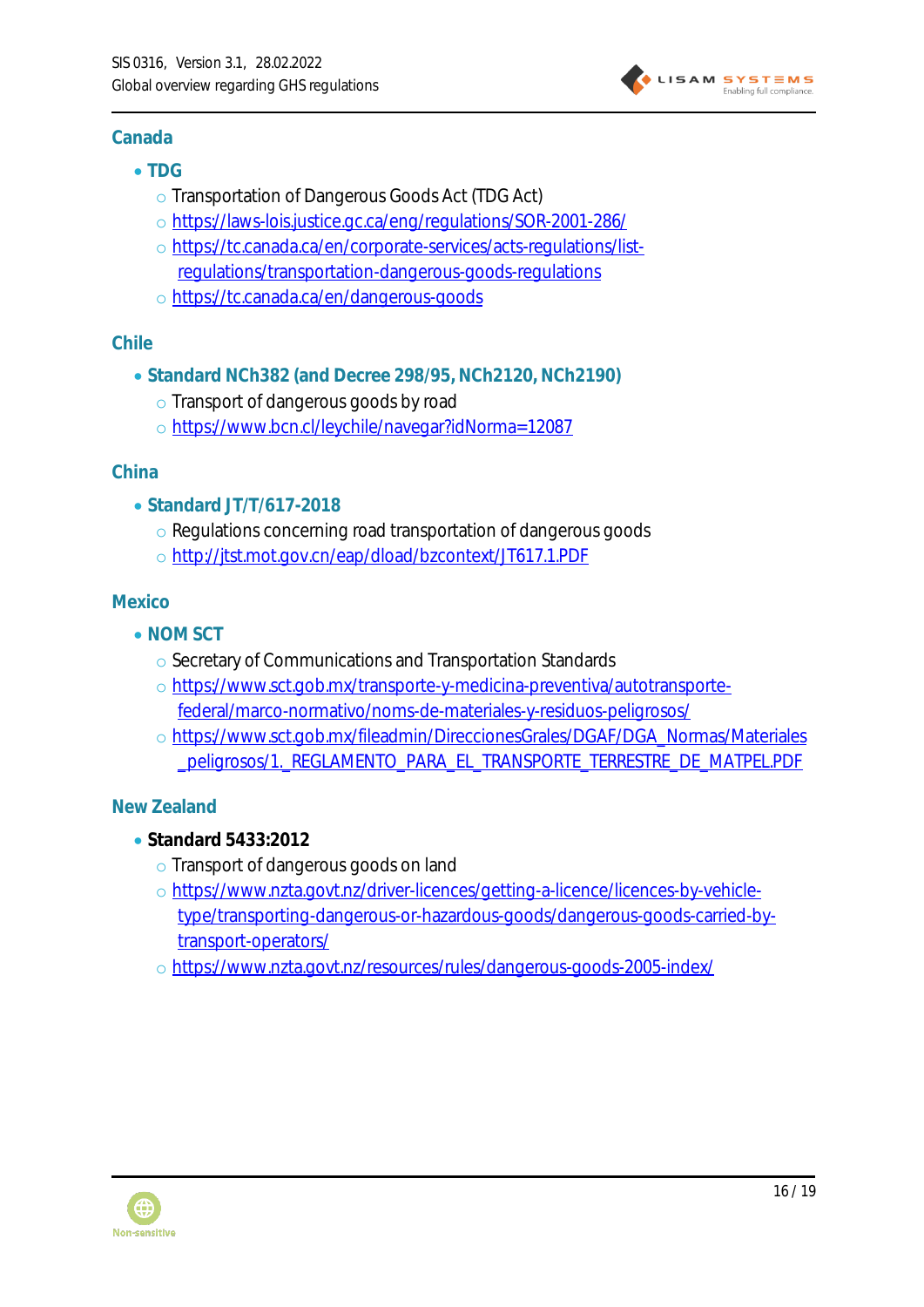## Canada

- **TDG**
    - Transportation of Dangerous Goods Act (TDG Act)
    - https://laws-lois.justice.gc.ca/eng/regulations/SOR-2001-286/
    - https://tc.canada.ca/en/corporate-services/acts-regulations/list-regulations/transportation-dangerous-goods-regulations
    - https://tc.canada.ca/en/dangerous-goods

## Chile

- **Standard NCh382 (and Decree 298/95, NCh2120, NCh2190)**
    - Transport of dangerous goods by road
    - https://www.bcn.cl/leychile/navegar?idNorma=12087

## China

- **Standard JT/T/617-2018**
    - Regulations concerning road transportation of dangerous goods
    - http://jtst.mot.gov.cn/eap/dload/bzcontext/JT617.1.PDF

## Mexico

- **NOM SCT**
    - Secretary of Communications and Transportation Standards
    - https://www.sct.gob.mx/transporte-y-medicina-preventiva/autotransporte-federal/marco-normativo/noms-de-materiales-y-residuos-peligrosos/
    - https://www.sct.gob.mx/fileadmin/DireccionesGrales/DGAF/DGA_Normas/Materiales_peligrosos/1._REGLAMENTO_PARA_EL_TRANSPORTE_TERRESTRE_DE_MATPEL.PDF

## New Zealand

- **Standard 5433:2012**
    - Transport of dangerous goods on land
    - https://www.nzta.govt.nz/driver-licences/getting-a-licence/licences-by-vehicle-type/transporting-dangerous-or-hazardous-goods/dangerous-goods-carried-by-transport-operators/
    - https://www.nzta.govt.nz/resources/rules/dangerous-goods-2005-index/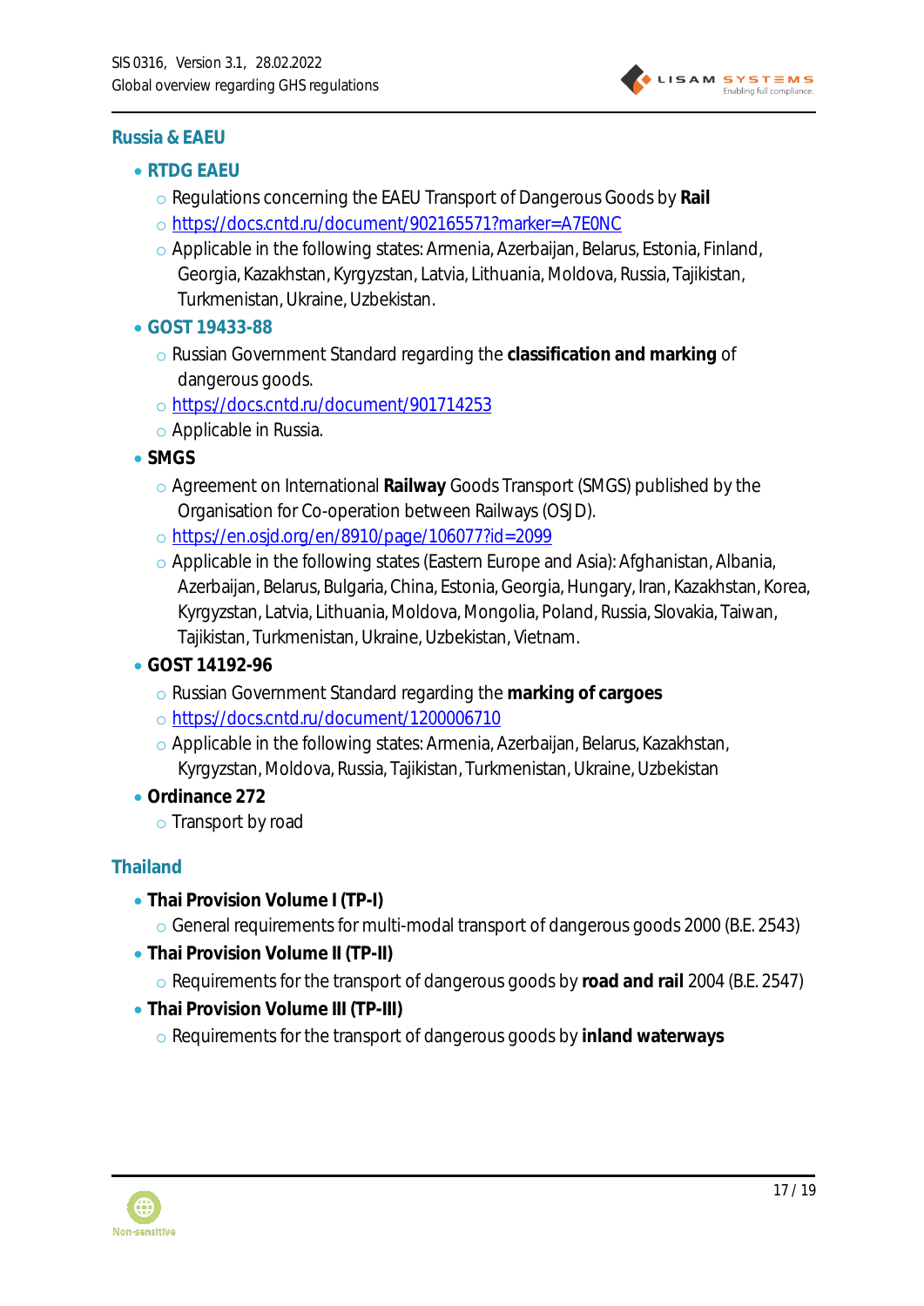## Russia & EAEU

- **RTDG EAEU**
  - Regulations concerning the EAEU Transport of Dangerous Goods by **Rail**
  - https://docs.cntd.ru/document/902165571?marker=A7E0NC
  - Applicable in the following states: Armenia, Azerbaijan, Belarus, Estonia, Finland, Georgia, Kazakhstan, Kyrgyzstan, Latvia, Lithuania, Moldova, Russia, Tajikistan, Turkmenistan, Ukraine, Uzbekistan.
- **GOST 19433-88**
  - Russian Government Standard regarding the **classification and marking** of dangerous goods.
  - https://docs.cntd.ru/document/901714253
  - Applicable in Russia.
- **SMGS**
  - Agreement on International **Railway** Goods Transport (SMGS) published by the Organisation for Co-operation between Railways (OSJD).
  - https://en.osjd.org/en/8910/page/106077?id=2099
  - Applicable in the following states (Eastern Europe and Asia): Afghanistan, Albania, Azerbaijan, Belarus, Bulgaria, China, Estonia, Georgia, Hungary, Iran, Kazakhstan, Korea, Kyrgyzstan, Latvia, Lithuania, Moldova, Mongolia, Poland, Russia, Slovakia, Taiwan, Tajikistan, Turkmenistan, Ukraine, Uzbekistan, Vietnam.
- **GOST 14192-96**
  - Russian Government Standard regarding the **marking of cargoes**
  - https://docs.cntd.ru/document/1200006710
  - Applicable in the following states: Armenia, Azerbaijan, Belarus, Kazakhstan, Kyrgyzstan, Moldova, Russia, Tajikistan, Turkmenistan, Ukraine, Uzbekistan
- **Ordinance 272**
  - Transport by road

## Thailand

- **Thai Provision Volume I (TP-I)**
  - General requirements for multi-modal transport of dangerous goods 2000 (B.E. 2543)
- **Thai Provision Volume II (TP-II)**
  - Requirements for the transport of dangerous goods by **road and rail** 2004 (B.E. 2547)
- **Thai Provision Volume III (TP-III)**
  - Requirements for the transport of dangerous goods by **inland waterways**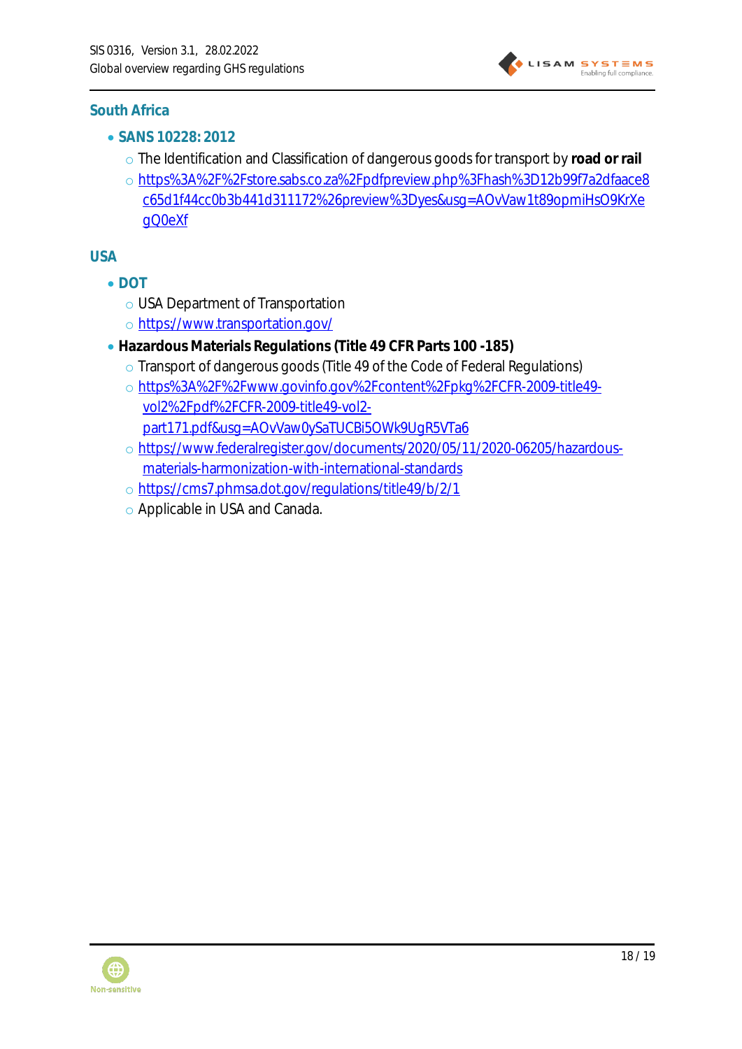## South Africa

- **SANS 10228: 2012**
  - The Identification and Classification of dangerous goods for transport by **road or rail**
  - https%3A%2F%2Fstore.sabs.co.za%2Fpdfpreview.php%3Fhash%3D12b99f7a2dfaace8c65d1f44cc0b3b441d311172%26preview%3Dyes&usg=AOvVaw1t89opmiHsO9KrXegQ0eXf

## USA

- **DOT**
  - USA Department of Transportation
  - https://www.transportation.gov/
- **Hazardous Materials Regulations (Title 49 CFR Parts 100 -185)**
  - Transport of dangerous goods (Title 49 of the Code of Federal Regulations)
  - https%3A%2F%2Fwww.govinfo.gov%2Fcontent%2Fpkg%2FCFR-2009-title49-vol2%2Fpdf%2FCFR-2009-title49-vol2-part171.pdf&usg=AOvVaw0ySaTUCBi5OWk9UgR5VTa6
  - https://www.federalregister.gov/documents/2020/05/11/2020-06205/hazardous-materials-harmonization-with-international-standards
  - https://cms7.phmsa.dot.gov/regulations/title49/b/2/1
  - Applicable in USA and Canada.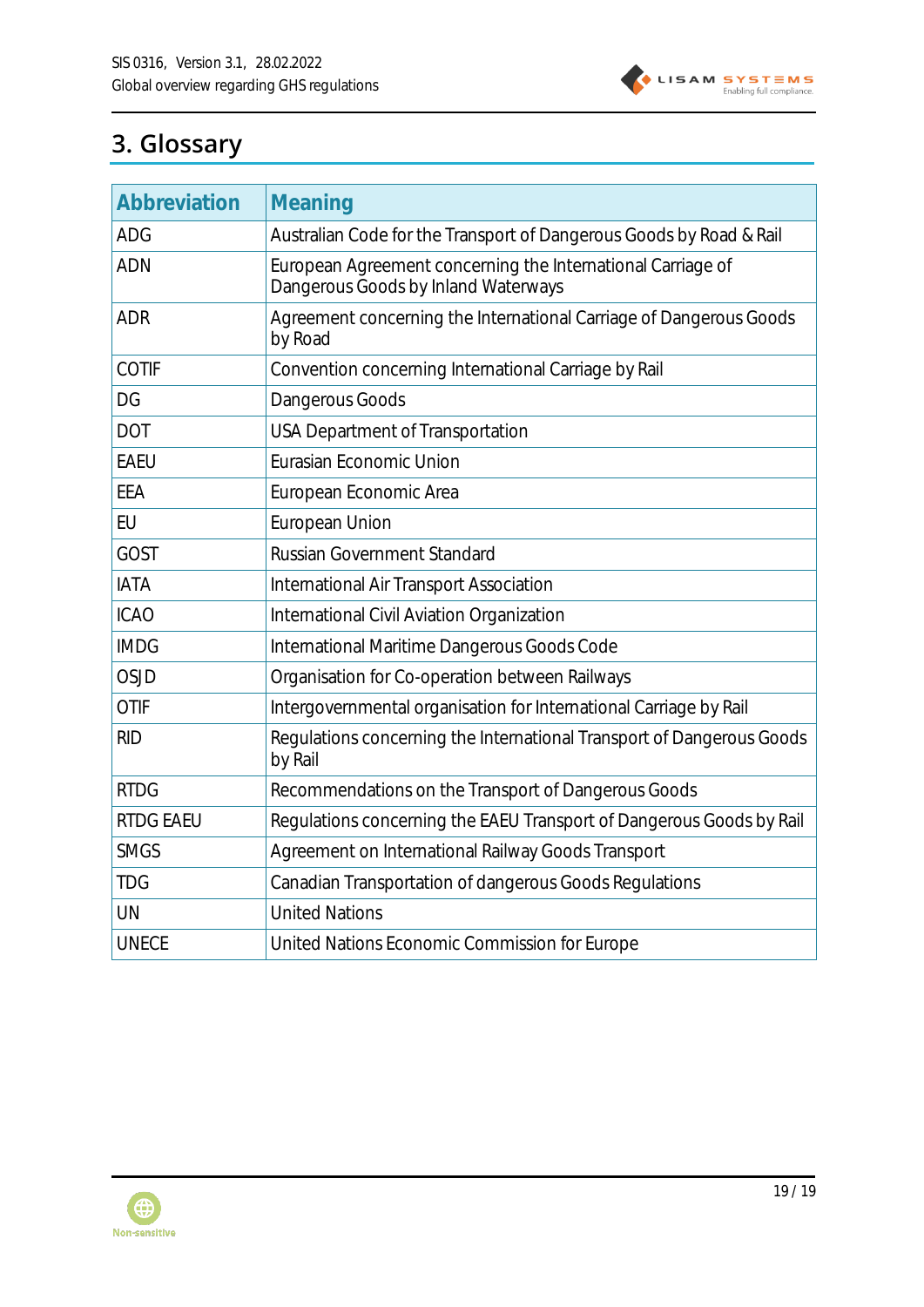## 3. Glossary

| Abbreviation | Meaning |
| --- | --- |
| ADG | Australian Code for the Transport of Dangerous Goods by Road & Rail |
| ADN | European Agreement concerning the International Carriage of Dangerous Goods by Inland Waterways |
| ADR | Agreement concerning the International Carriage of Dangerous Goods by Road |
| COTIF | Convention concerning International Carriage by Rail |
| DG | Dangerous Goods |
| DOT | USA Department of Transportation |
| EAEU | Eurasian Economic Union |
| EEA | European Economic Area |
| EU | European Union |
| GOST | Russian Government Standard |
| IATA | International Air Transport Association |
| ICAO | International Civil Aviation Organization |
| IMDG | International Maritime Dangerous Goods Code |
| OSJD | Organisation for Co-operation between Railways |
| OTIF | Intergovernmental organisation for International Carriage by Rail |
| RID | Regulations concerning the International Transport of Dangerous Goods by Rail |
| RTDG | Recommendations on the Transport of Dangerous Goods |
| RTDG EAEU | Regulations concerning the EAEU Transport of Dangerous Goods by Rail |
| SMGS | Agreement on International Railway Goods Transport |
| TDG | Canadian Transportation of dangerous Goods Regulations |
| UN | United Nations |
| UNECE | United Nations Economic Commission for Europe |